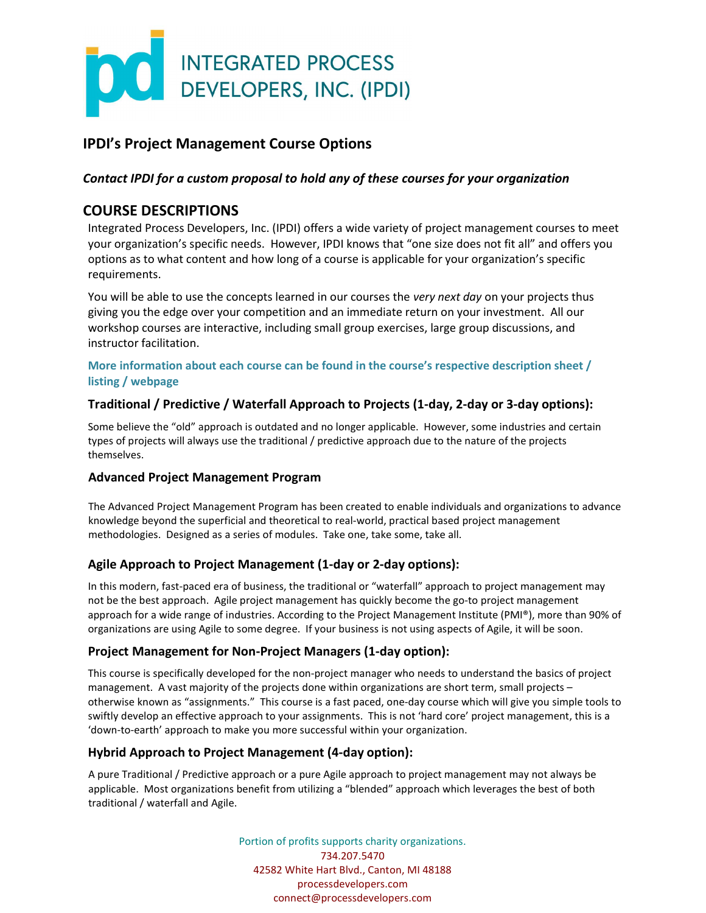# INTEGRATED PROCESS DEVELOPERS, INC. (IPDI)

## IPDI's Project Management Course Options

***Contact IPDI for a custom proposal to hold any of these courses for your organization***

## COURSE DESCRIPTIONS

Integrated Process Developers, Inc. (IPDI) offers a wide variety of project management courses to meet your organization's specific needs. However, IPDI knows that "one size does not fit all" and offers you options as to what content and how long of a course is applicable for your organization's specific requirements.

You will be able to use the concepts learned in our courses the *very next day* on your projects thus giving you the edge over your competition and an immediate return on your investment. All our workshop courses are interactive, including small group exercises, large group discussions, and instructor facilitation.

**More information about each course can be found in the course's respective description sheet / listing / webpage**

### Traditional / Predictive / Waterfall Approach to Projects (1-day, 2-day or 3-day options):

Some believe the "old" approach is outdated and no longer applicable. However, some industries and certain types of projects will always use the traditional / predictive approach due to the nature of the projects themselves.

### Advanced Project Management Program

The Advanced Project Management Program has been created to enable individuals and organizations to advance knowledge beyond the superficial and theoretical to real-world, practical based project management methodologies. Designed as a series of modules. Take one, take some, take all.

### Agile Approach to Project Management (1-day or 2-day options):

In this modern, fast-paced era of business, the traditional or "waterfall" approach to project management may not be the best approach. Agile project management has quickly become the go-to project management approach for a wide range of industries. According to the Project Management Institute (PMI®), more than 90% of organizations are using Agile to some degree. If your business is not using aspects of Agile, it will be soon.

### Project Management for Non-Project Managers (1-day option):

This course is specifically developed for the non-project manager who needs to understand the basics of project management. A vast majority of the projects done within organizations are short term, small projects – otherwise known as "assignments." This course is a fast paced, one-day course which will give you simple tools to swiftly develop an effective approach to your assignments. This is not 'hard core' project management, this is a 'down-to-earth' approach to make you more successful within your organization.

### Hybrid Approach to Project Management (4-day option):

A pure Traditional / Predictive approach or a pure Agile approach to project management may not always be applicable. Most organizations benefit from utilizing a "blended" approach which leverages the best of both traditional / waterfall and Agile.

Portion of profits supports charity organizations.
734.207.5470
42582 White Hart Blvd., Canton, MI 48188
processdevelopers.com
connect@processdevelopers.com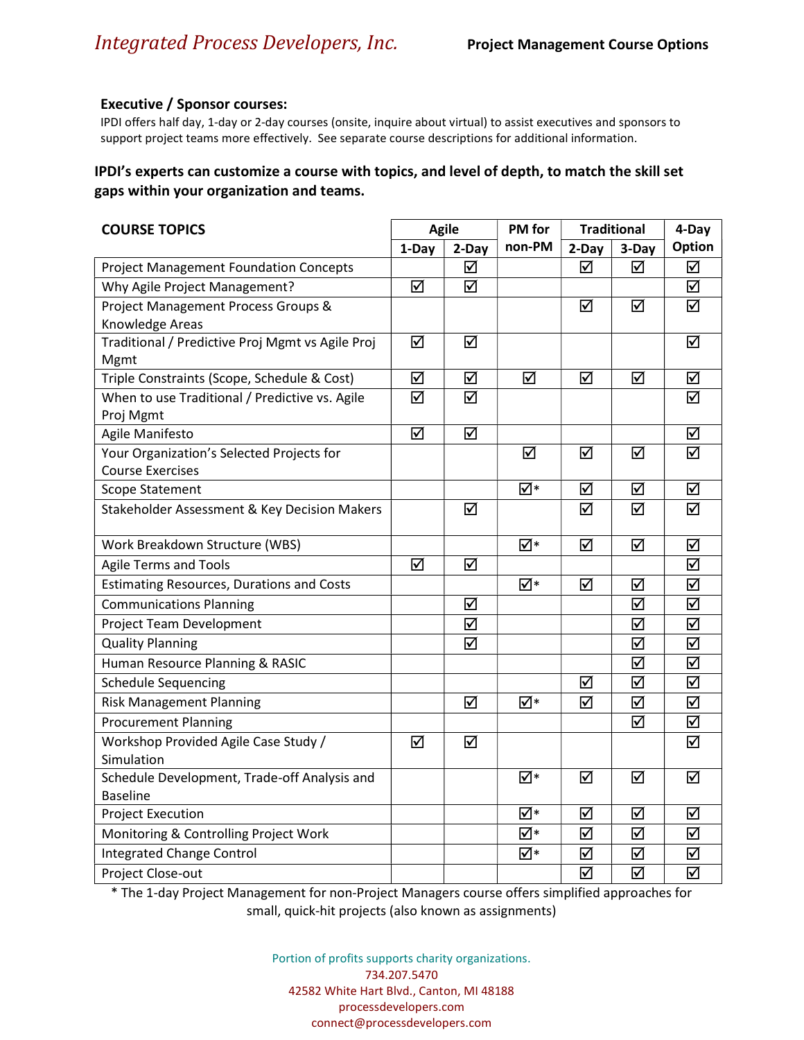## Executive / Sponsor courses:

IPDI offers half day, 1-day or 2-day courses (onsite, inquire about virtual) to assist executives and sponsors to support project teams more effectively. See separate course descriptions for additional information.

**IPDI's experts can customize a course with topics, and level of depth, to match the skill set gaps within your organization and teams.**

| COURSE TOPICS | Agile | | PM for non-PM | Traditional | | 4-Day Option |
|---|---|---|---|---|---|---|
| | 1-Day | 2-Day | | 2-Day | 3-Day | |
| Project Management Foundation Concepts | | ☑ | | ☑ | ☑ | ☑ |
| Why Agile Project Management? | ☑ | ☑ | | | | ☑ |
| Project Management Process Groups & Knowledge Areas | | | | ☑ | ☑ | ☑ |
| Traditional / Predictive Proj Mgmt vs Agile Proj Mgmt | ☑ | ☑ | | | | ☑ |
| Triple Constraints (Scope, Schedule & Cost) | ☑ | ☑ | ☑ | ☑ | ☑ | ☑ |
| When to use Traditional / Predictive vs. Agile Proj Mgmt | ☑ | ☑ | | | | ☑ |
| Agile Manifesto | ☑ | ☑ | | | | ☑ |
| Your Organization's Selected Projects for Course Exercises | | | ☑ | ☑ | ☑ | ☑ |
| Scope Statement | | | ☑* | ☑ | ☑ | ☑ |
| Stakeholder Assessment & Key Decision Makers | | ☑ | | ☑ | ☑ | ☑ |
| Work Breakdown Structure (WBS) | | | ☑* | ☑ | ☑ | ☑ |
| Agile Terms and Tools | ☑ | ☑ | | | | ☑ |
| Estimating Resources, Durations and Costs | | | ☑* | ☑ | ☑ | ☑ |
| Communications Planning | | ☑ | | | ☑ | ☑ |
| Project Team Development | | ☑ | | | ☑ | ☑ |
| Quality Planning | | ☑ | | | ☑ | ☑ |
| Human Resource Planning & RASIC | | | | | ☑ | ☑ |
| Schedule Sequencing | | | | ☑ | ☑ | ☑ |
| Risk Management Planning | | ☑ | ☑* | ☑ | ☑ | ☑ |
| Procurement Planning | | | | | ☑ | ☑ |
| Workshop Provided Agile Case Study / Simulation | ☑ | ☑ | | | | ☑ |
| Schedule Development, Trade-off Analysis and Baseline | | | ☑* | ☑ | ☑ | ☑ |
| Project Execution | | | ☑* | ☑ | ☑ | ☑ |
| Monitoring & Controlling Project Work | | | ☑* | ☑ | ☑ | ☑ |
| Integrated Change Control | | | ☑* | ☑ | ☑ | ☑ |
| Project Close-out | | | | ☑ | ☑ | ☑ |

* The 1-day Project Management for non-Project Managers course offers simplified approaches for small, quick-hit projects (also known as assignments)

Portion of profits supports charity organizations.
734.207.5470
42582 White Hart Blvd., Canton, MI 48188
processdevelopers.com
connect@processdevelopers.com